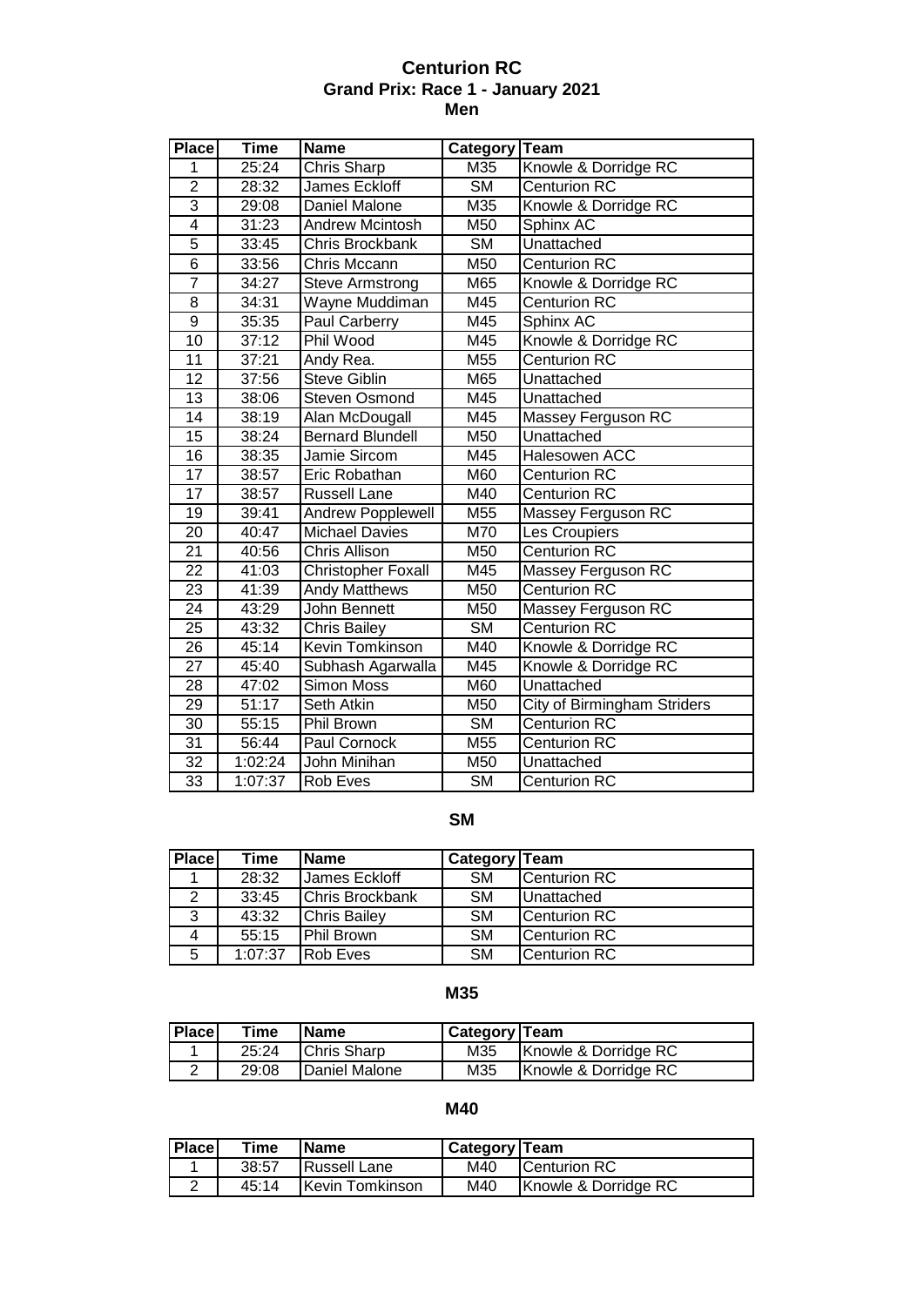# Centurion RC

## Grand Prix: Race 1 - January 2021

### Men

| Place | Time | Name | Category | Team |
|---|---|---|---|---|
| 1 | 25:24 | Chris Sharp | M35 | Knowle & Dorridge RC |
| 2 | 28:32 | James Eckloff | SM | Centurion RC |
| 3 | 29:08 | Daniel Malone | M35 | Knowle & Dorridge RC |
| 4 | 31:23 | Andrew Mcintosh | M50 | Sphinx AC |
| 5 | 33:45 | Chris Brockbank | SM | Unattached |
| 6 | 33:56 | Chris Mccann | M50 | Centurion RC |
| 7 | 34:27 | Steve Armstrong | M65 | Knowle & Dorridge RC |
| 8 | 34:31 | Wayne Muddiman | M45 | Centurion RC |
| 9 | 35:35 | Paul Carberry | M45 | Sphinx AC |
| 10 | 37:12 | Phil Wood | M45 | Knowle & Dorridge RC |
| 11 | 37:21 | Andy Rea. | M55 | Centurion RC |
| 12 | 37:56 | Steve Giblin | M65 | Unattached |
| 13 | 38:06 | Steven Osmond | M45 | Unattached |
| 14 | 38:19 | Alan McDougall | M45 | Massey Ferguson RC |
| 15 | 38:24 | Bernard Blundell | M50 | Unattached |
| 16 | 38:35 | Jamie Sircom | M45 | Halesowen ACC |
| 17 | 38:57 | Eric Robathan | M60 | Centurion RC |
| 17 | 38:57 | Russell Lane | M40 | Centurion RC |
| 19 | 39:41 | Andrew Popplewell | M55 | Massey Ferguson RC |
| 20 | 40:47 | Michael Davies | M70 | Les Croupiers |
| 21 | 40:56 | Chris Allison | M50 | Centurion RC |
| 22 | 41:03 | Christopher Foxall | M45 | Massey Ferguson RC |
| 23 | 41:39 | Andy Matthews | M50 | Centurion RC |
| 24 | 43:29 | John Bennett | M50 | Massey Ferguson RC |
| 25 | 43:32 | Chris Bailey | SM | Centurion RC |
| 26 | 45:14 | Kevin Tomkinson | M40 | Knowle & Dorridge RC |
| 27 | 45:40 | Subhash Agarwalla | M45 | Knowle & Dorridge RC |
| 28 | 47:02 | Simon Moss | M60 | Unattached |
| 29 | 51:17 | Seth Atkin | M50 | City of Birmingham Striders |
| 30 | 55:15 | Phil Brown | SM | Centurion RC |
| 31 | 56:44 | Paul Cornock | M55 | Centurion RC |
| 32 | 1:02:24 | John Minihan | M50 | Unattached |
| 33 | 1:07:37 | Rob Eves | SM | Centurion RC |

### SM

| Place | Time | Name | Category | Team |
|---|---|---|---|---|
| 1 | 28:32 | James Eckloff | SM | Centurion RC |
| 2 | 33:45 | Chris Brockbank | SM | Unattached |
| 3 | 43:32 | Chris Bailey | SM | Centurion RC |
| 4 | 55:15 | Phil Brown | SM | Centurion RC |
| 5 | 1:07:37 | Rob Eves | SM | Centurion RC |

### M35

| Place | Time | Name | Category | Team |
|---|---|---|---|---|
| 1 | 25:24 | Chris Sharp | M35 | Knowle & Dorridge RC |
| 2 | 29:08 | Daniel Malone | M35 | Knowle & Dorridge RC |

### M40

| Place | Time | Name | Category | Team |
|---|---|---|---|---|
| 1 | 38:57 | Russell Lane | M40 | Centurion RC |
| 2 | 45:14 | Kevin Tomkinson | M40 | Knowle & Dorridge RC |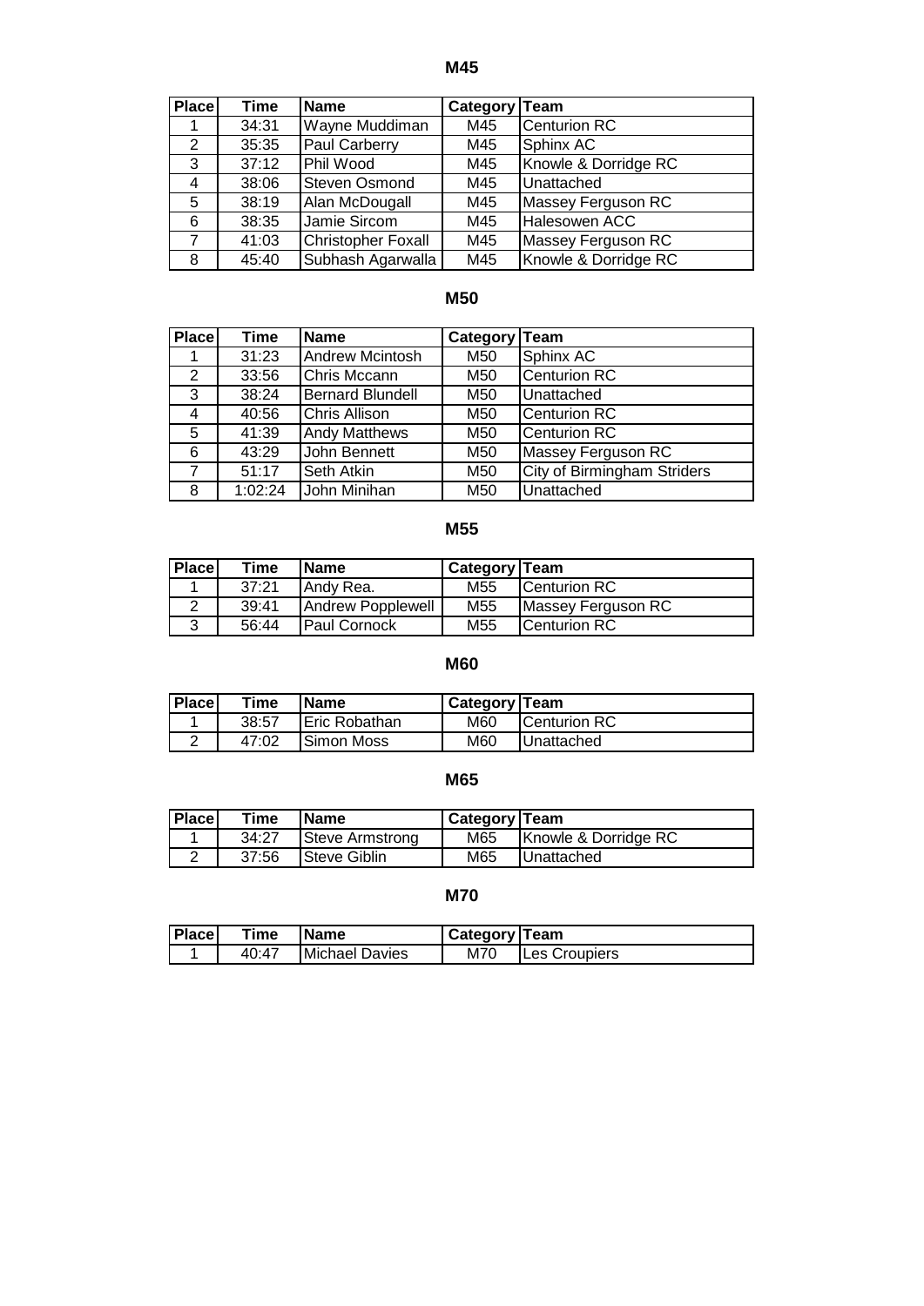## M45

| Place | Time | Name | Category | Team |
|---|---|---|---|---|
| 1 | 34:31 | Wayne Muddiman | M45 | Centurion RC |
| 2 | 35:35 | Paul Carberry | M45 | Sphinx AC |
| 3 | 37:12 | Phil Wood | M45 | Knowle & Dorridge RC |
| 4 | 38:06 | Steven Osmond | M45 | Unattached |
| 5 | 38:19 | Alan McDougall | M45 | Massey Ferguson RC |
| 6 | 38:35 | Jamie Sircom | M45 | Halesowen ACC |
| 7 | 41:03 | Christopher Foxall | M45 | Massey Ferguson RC |
| 8 | 45:40 | Subhash Agarwalla | M45 | Knowle & Dorridge RC |

## M50

| Place | Time | Name | Category | Team |
|---|---|---|---|---|
| 1 | 31:23 | Andrew Mcintosh | M50 | Sphinx AC |
| 2 | 33:56 | Chris Mccann | M50 | Centurion RC |
| 3 | 38:24 | Bernard Blundell | M50 | Unattached |
| 4 | 40:56 | Chris Allison | M50 | Centurion RC |
| 5 | 41:39 | Andy Matthews | M50 | Centurion RC |
| 6 | 43:29 | John Bennett | M50 | Massey Ferguson RC |
| 7 | 51:17 | Seth Atkin | M50 | City of Birmingham Striders |
| 8 | 1:02:24 | John Minihan | M50 | Unattached |

## M55

| Place | Time | Name | Category | Team |
|---|---|---|---|---|
| 1 | 37:21 | Andy Rea. | M55 | Centurion RC |
| 2 | 39:41 | Andrew Popplewell | M55 | Massey Ferguson RC |
| 3 | 56:44 | Paul Cornock | M55 | Centurion RC |

## M60

| Place | Time | Name | Category | Team |
|---|---|---|---|---|
| 1 | 38:57 | Eric Robathan | M60 | Centurion RC |
| 2 | 47:02 | Simon Moss | M60 | Unattached |

## M65

| Place | Time | Name | Category | Team |
|---|---|---|---|---|
| 1 | 34:27 | Steve Armstrong | M65 | Knowle & Dorridge RC |
| 2 | 37:56 | Steve Giblin | M65 | Unattached |

## M70

| Place | Time | Name | Category | Team |
|---|---|---|---|---|
| 1 | 40:47 | Michael Davies | M70 | Les Croupiers |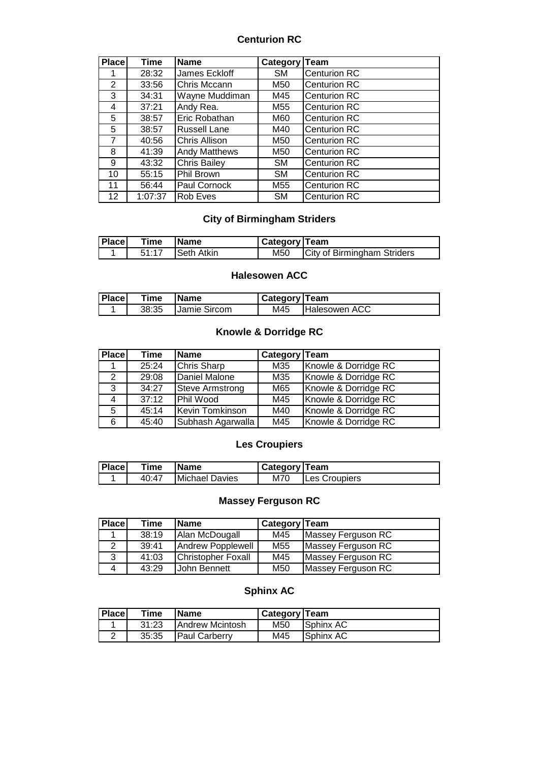## Centurion RC

| Place | Time | Name | Category | Team |
|---|---|---|---|---|
| 1 | 28:32 | James Eckloff | SM | Centurion RC |
| 2 | 33:56 | Chris Mccann | M50 | Centurion RC |
| 3 | 34:31 | Wayne Muddiman | M45 | Centurion RC |
| 4 | 37:21 | Andy Rea. | M55 | Centurion RC |
| 5 | 38:57 | Eric Robathan | M60 | Centurion RC |
| 5 | 38:57 | Russell Lane | M40 | Centurion RC |
| 7 | 40:56 | Chris Allison | M50 | Centurion RC |
| 8 | 41:39 | Andy Matthews | M50 | Centurion RC |
| 9 | 43:32 | Chris Bailey | SM | Centurion RC |
| 10 | 55:15 | Phil Brown | SM | Centurion RC |
| 11 | 56:44 | Paul Cornock | M55 | Centurion RC |
| 12 | 1:07:37 | Rob Eves | SM | Centurion RC |

## City of Birmingham Striders

| Place | Time | Name | Category | Team |
|---|---|---|---|---|
| 1 | 51:17 | Seth Atkin | M50 | City of Birmingham Striders |

## Halesowen ACC

| Place | Time | Name | Category | Team |
|---|---|---|---|---|
| 1 | 38:35 | Jamie Sircom | M45 | Halesowen ACC |

## Knowle & Dorridge RC

| Place | Time | Name | Category | Team |
|---|---|---|---|---|
| 1 | 25:24 | Chris Sharp | M35 | Knowle & Dorridge RC |
| 2 | 29:08 | Daniel Malone | M35 | Knowle & Dorridge RC |
| 3 | 34:27 | Steve Armstrong | M65 | Knowle & Dorridge RC |
| 4 | 37:12 | Phil Wood | M45 | Knowle & Dorridge RC |
| 5 | 45:14 | Kevin Tomkinson | M40 | Knowle & Dorridge RC |
| 6 | 45:40 | Subhash Agarwalla | M45 | Knowle & Dorridge RC |

## Les Croupiers

| Place | Time | Name | Category | Team |
|---|---|---|---|---|
| 1 | 40:47 | Michael Davies | M70 | Les Croupiers |

## Massey Ferguson RC

| Place | Time | Name | Category | Team |
|---|---|---|---|---|
| 1 | 38:19 | Alan McDougall | M45 | Massey Ferguson RC |
| 2 | 39:41 | Andrew Popplewell | M55 | Massey Ferguson RC |
| 3 | 41:03 | Christopher Foxall | M45 | Massey Ferguson RC |
| 4 | 43:29 | John Bennett | M50 | Massey Ferguson RC |

## Sphinx AC

| Place | Time | Name | Category | Team |
|---|---|---|---|---|
| 1 | 31:23 | Andrew Mcintosh | M50 | Sphinx AC |
| 2 | 35:35 | Paul Carberry | M45 | Sphinx AC |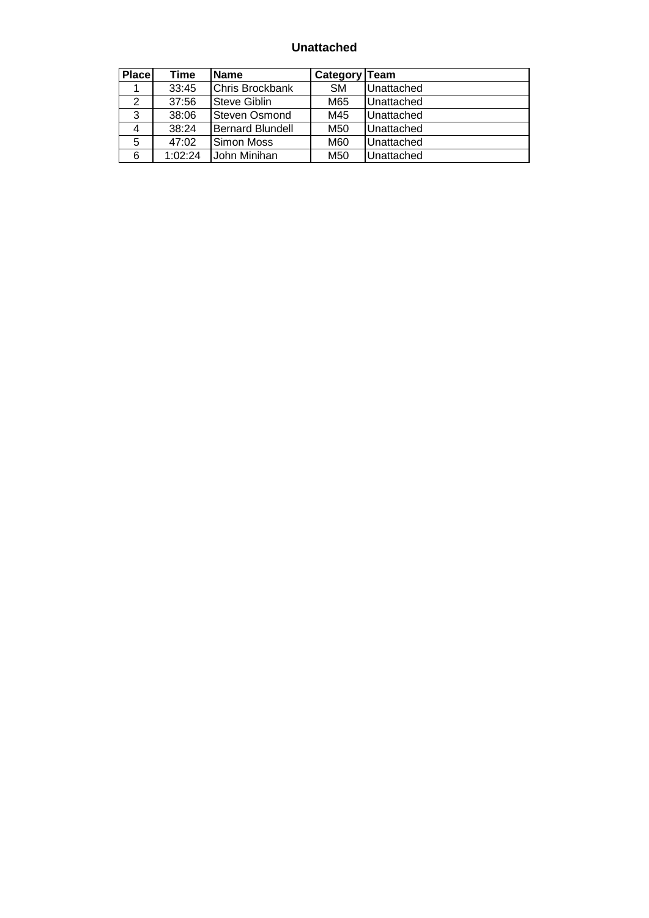## Unattached

| Place | Time | Name | Category | Team |
|---|---|---|---|---|
| 1 | 33:45 | Chris Brockbank | SM | Unattached |
| 2 | 37:56 | Steve Giblin | M65 | Unattached |
| 3 | 38:06 | Steven Osmond | M45 | Unattached |
| 4 | 38:24 | Bernard Blundell | M50 | Unattached |
| 5 | 47:02 | Simon Moss | M60 | Unattached |
| 6 | 1:02:24 | John Minihan | M50 | Unattached |